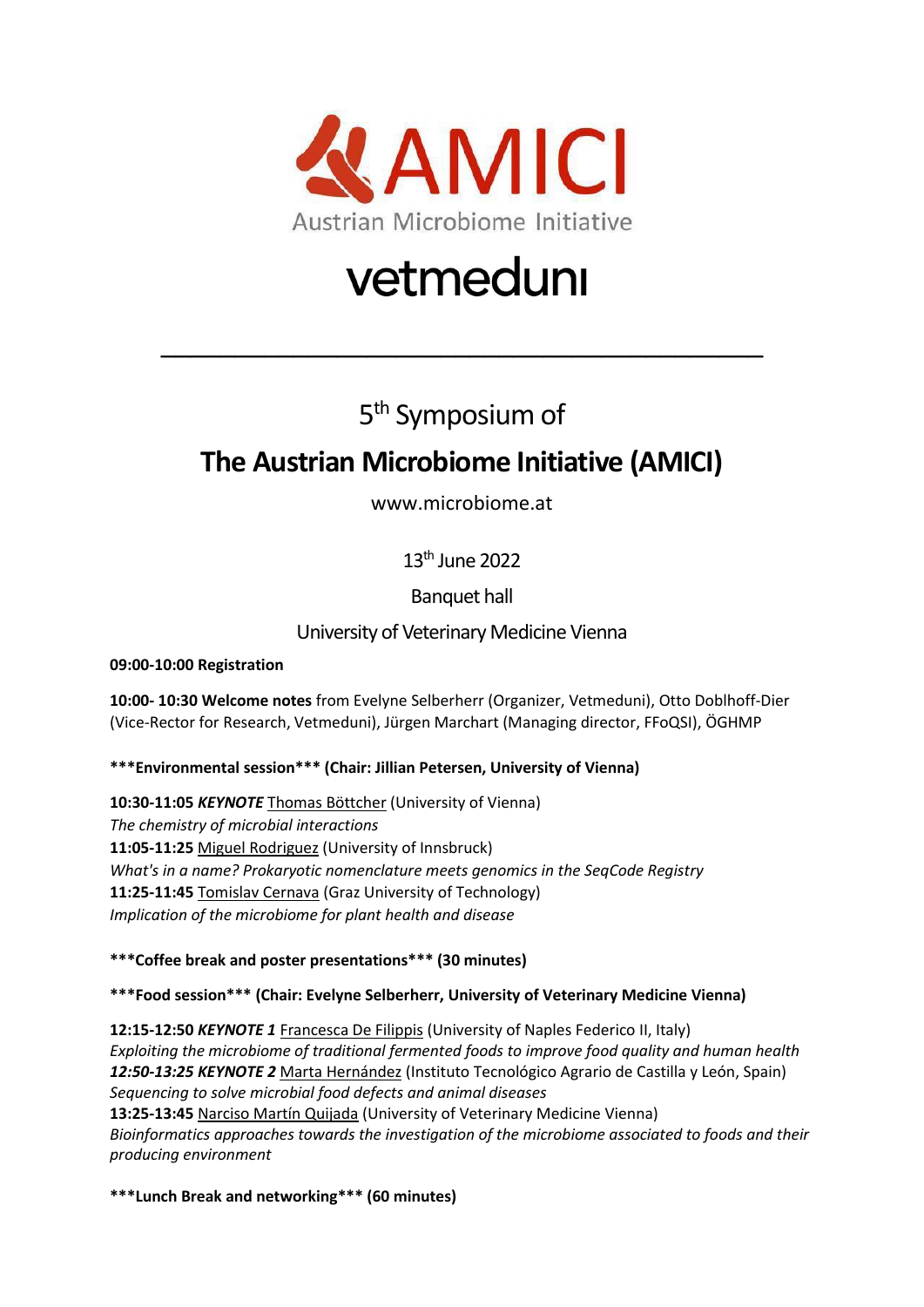AMICI

Austrian Microbiome Initiative

vetmeduni

---

5th Symposium of

# The Austrian Microbiome Initiative (AMICI)

www.microbiome.at

13th June 2022

Banquet hall

University of Veterinary Medicine Vienna

**09:00-10:00 Registration**

**10:00- 10:30 Welcome notes** from Evelyne Selberherr (Organizer, Vetmeduni), Otto Doblhoff-Dier (Vice-Rector for Research, Vetmeduni), Jürgen Marchart (Managing director, FFoQSI), ÖGHMP

**\*\*\*Environmental session\*\*\* (Chair: Jillian Petersen, University of Vienna)**

**10:30-11:05** ***KEYNOTE*** Thomas Böttcher (University of Vienna)
*The chemistry of microbial interactions*
**11:05-11:25** Miguel Rodriguez (University of Innsbruck)
*What's in a name? Prokaryotic nomenclature meets genomics in the SeqCode Registry*
**11:25-11:45** Tomislav Cernava (Graz University of Technology)
*Implication of the microbiome for plant health and disease*

**\*\*\*Coffee break and poster presentations\*\*\* (30 minutes)**

**\*\*\*Food session\*\*\* (Chair: Evelyne Selberherr, University of Veterinary Medicine Vienna)**

**12:15-12:50** ***KEYNOTE 1*** Francesca De Filippis (University of Naples Federico II, Italy)
*Exploiting the microbiome of traditional fermented foods to improve food quality and human health*
***12:50-13:25 KEYNOTE 2*** Marta Hernández (Instituto Tecnológico Agrario de Castilla y León, Spain)
*Sequencing to solve microbial food defects and animal diseases*
**13:25-13:45** Narciso Martín Quijada (University of Veterinary Medicine Vienna)
*Bioinformatics approaches towards the investigation of the microbiome associated to foods and their producing environment*

**\*\*\*Lunch Break and networking\*\*\* (60 minutes)**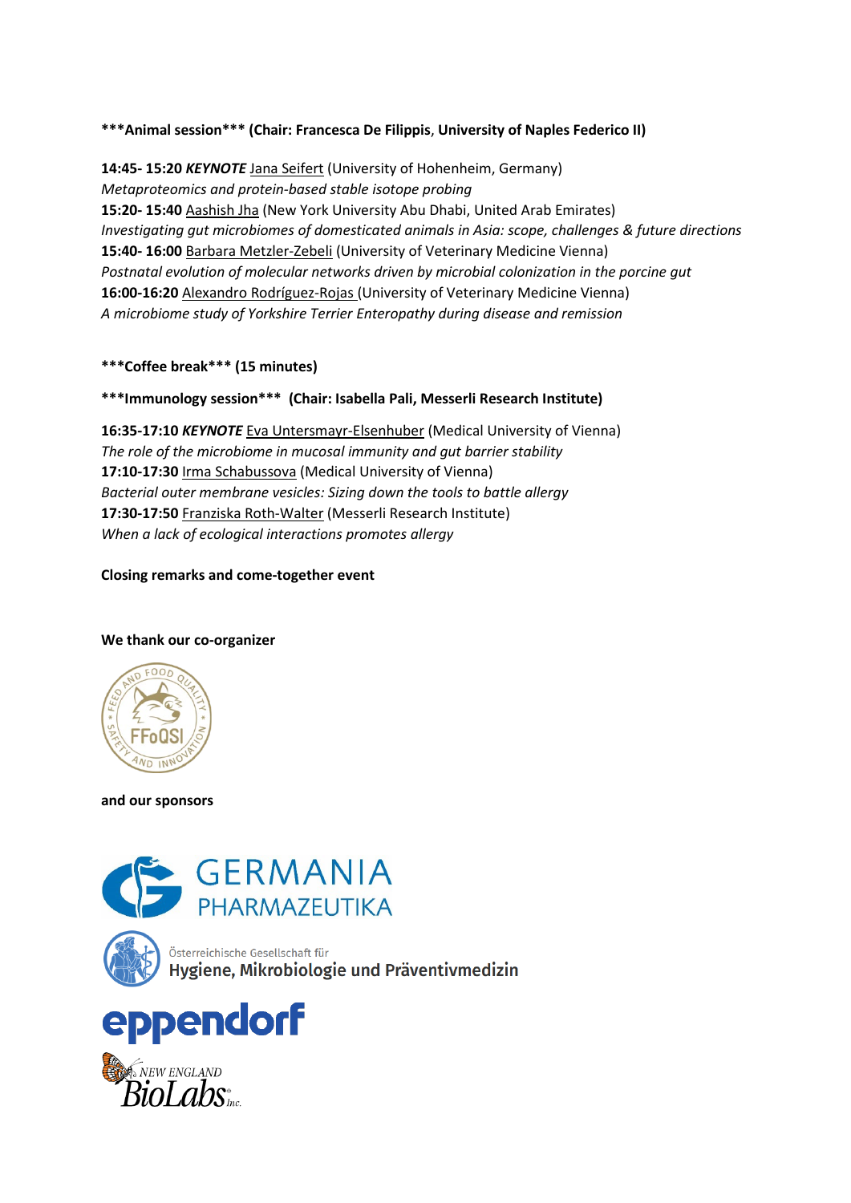**\*\*\*Animal session\*\*\* (Chair: Francesca De Filippis, University of Naples Federico II)**

**14:45- 15:20** ***KEYNOTE*** Jana Seifert (University of Hohenheim, Germany)
*Metaproteomics and protein-based stable isotope probing*
**15:20- 15:40** Aashish Jha (New York University Abu Dhabi, United Arab Emirates)
*Investigating gut microbiomes of domesticated animals in Asia: scope, challenges & future directions*
**15:40- 16:00** Barbara Metzler-Zebeli (University of Veterinary Medicine Vienna)
*Postnatal evolution of molecular networks driven by microbial colonization in the porcine gut*
**16:00-16:20** Alexandro Rodríguez-Rojas (University of Veterinary Medicine Vienna)
*A microbiome study of Yorkshire Terrier Enteropathy during disease and remission*

**\*\*\*Coffee break\*\*\* (15 minutes)**

**\*\*\*Immunology session\*\*\* (Chair: Isabella Pali, Messerli Research Institute)**

**16:35-17:10** ***KEYNOTE*** Eva Untersmayr-Elsenhuber (Medical University of Vienna)
*The role of the microbiome in mucosal immunity and gut barrier stability*
**17:10-17:30** Irma Schabussova (Medical University of Vienna)
*Bacterial outer membrane vesicles: Sizing down the tools to battle allergy*
**17:30-17:50** Franziska Roth-Walter (Messerli Research Institute)
*When a lack of ecological interactions promotes allergy*

**Closing remarks and come-together event**

**We thank our co-organizer**

FEED AND FOOD QUALITY SAFETY AND INNOVATION
FFoQSI

**and our sponsors**

GERMANIA PHARMAZEUTIKA

Österreichische Gesellschaft für Hygiene, Mikrobiologie und Präventivmedizin

eppendorf

NEW ENGLAND BioLabs Inc.